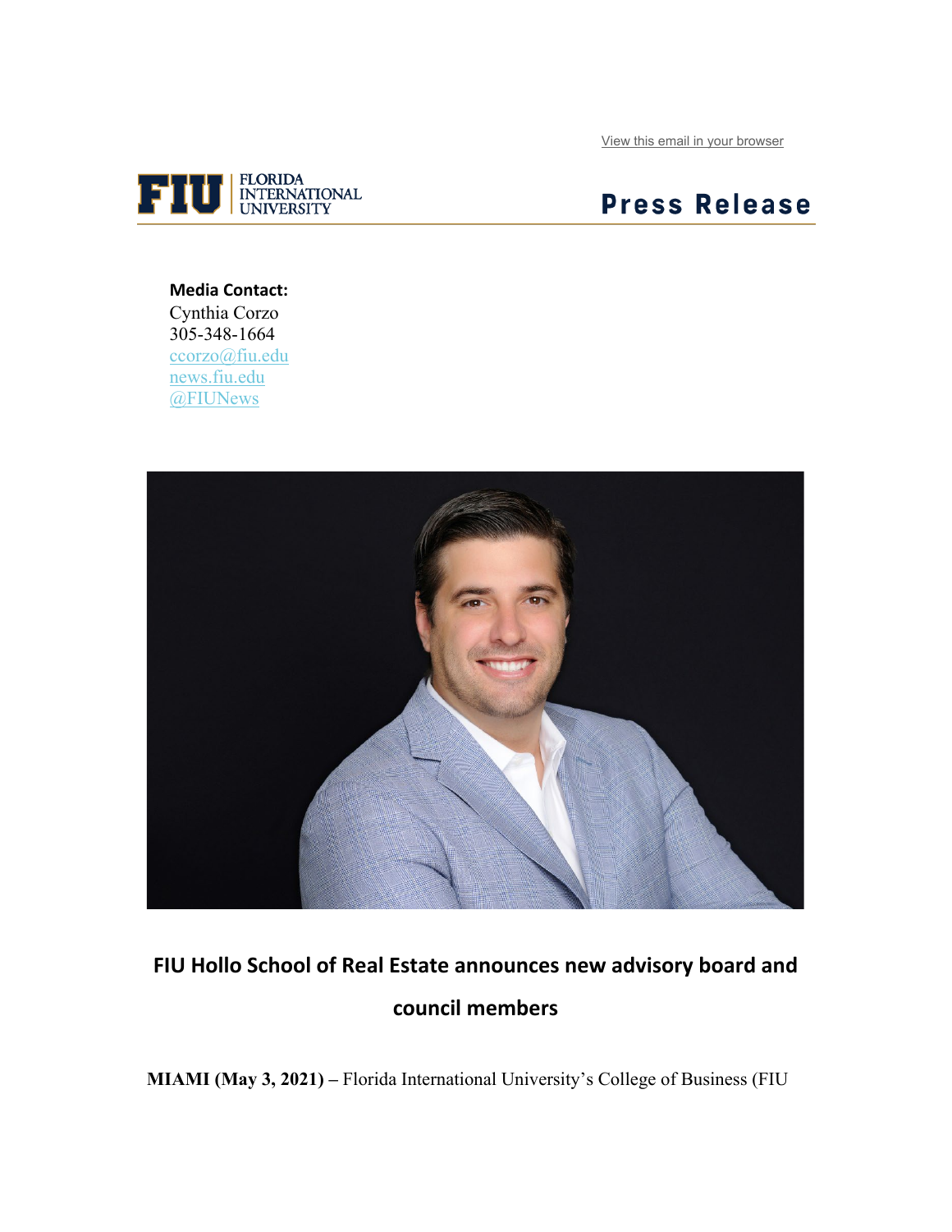View this email in your browser

FIU FLORIDA INTERNATIONAL UNIVERSITY

**Press Release**

**Media Contact:**
Cynthia Corzo
305-348-1664
ccorzo@fiu.edu
news.fiu.edu
@FIUNews

## FIU Hollo School of Real Estate announces new advisory board and council members

**MIAMI (May 3, 2021) –** Florida International University's College of Business (FIU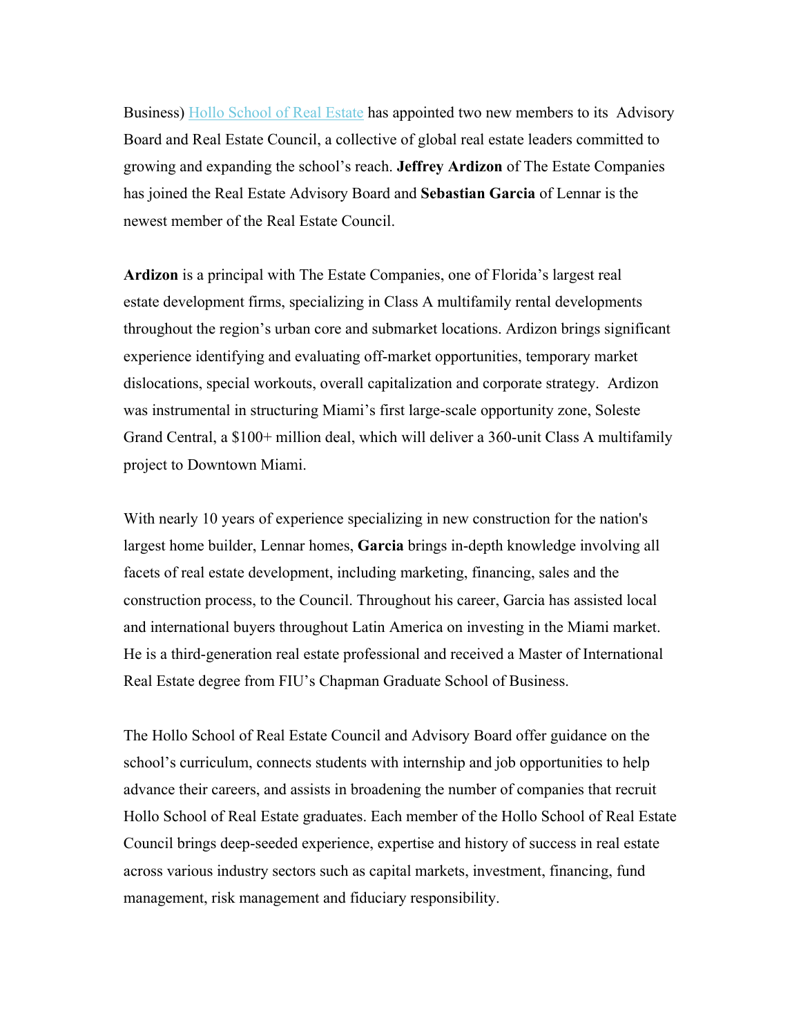Business) Hollo School of Real Estate has appointed two new members to its Advisory Board and Real Estate Council, a collective of global real estate leaders committed to growing and expanding the school's reach. **Jeffrey Ardizon** of The Estate Companies has joined the Real Estate Advisory Board and **Sebastian Garcia** of Lennar is the newest member of the Real Estate Council.

**Ardizon** is a principal with The Estate Companies, one of Florida's largest real estate development firms, specializing in Class A multifamily rental developments throughout the region's urban core and submarket locations. Ardizon brings significant experience identifying and evaluating off-market opportunities, temporary market dislocations, special workouts, overall capitalization and corporate strategy. Ardizon was instrumental in structuring Miami's first large-scale opportunity zone, Soleste Grand Central, a $100+ million deal, which will deliver a 360-unit Class A multifamily project to Downtown Miami.

With nearly 10 years of experience specializing in new construction for the nation's largest home builder, Lennar homes, **Garcia** brings in-depth knowledge involving all facets of real estate development, including marketing, financing, sales and the construction process, to the Council. Throughout his career, Garcia has assisted local and international buyers throughout Latin America on investing in the Miami market. He is a third-generation real estate professional and received a Master of International Real Estate degree from FIU's Chapman Graduate School of Business.

The Hollo School of Real Estate Council and Advisory Board offer guidance on the school's curriculum, connects students with internship and job opportunities to help advance their careers, and assists in broadening the number of companies that recruit Hollo School of Real Estate graduates. Each member of the Hollo School of Real Estate Council brings deep-seeded experience, expertise and history of success in real estate across various industry sectors such as capital markets, investment, financing, fund management, risk management and fiduciary responsibility.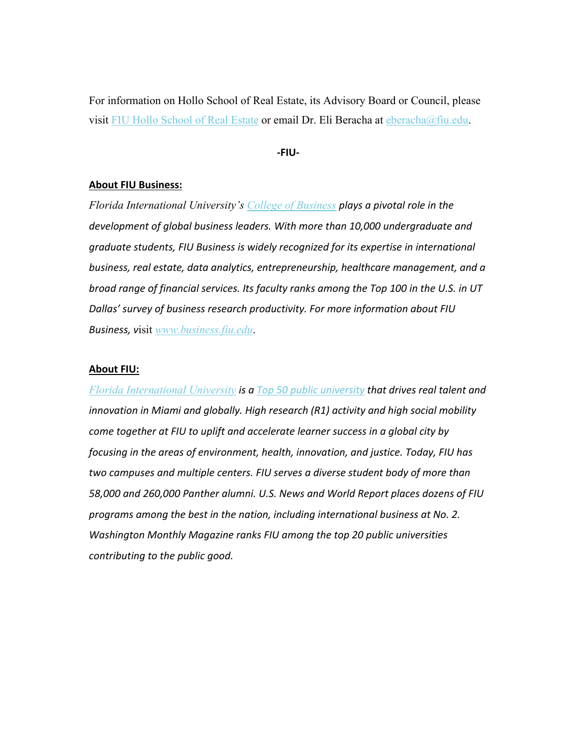For information on Hollo School of Real Estate, its Advisory Board or Council, please visit FIU Hollo School of Real Estate or email Dr. Eli Beracha at eberacha@fiu.edu.

**-FIU-**

**About FIU Business:**

*Florida International University's College of Business plays a pivotal role in the development of global business leaders. With more than 10,000 undergraduate and graduate students, FIU Business is widely recognized for its expertise in international business, real estate, data analytics, entrepreneurship, healthcare management, and a broad range of financial services. Its faculty ranks among the Top 100 in the U.S. in UT Dallas' survey of business research productivity. For more information about FIU Business, visit www.business.fiu.edu.*

**About FIU:**

*Florida International University is a Top 50 public university that drives real talent and innovation in Miami and globally. High research (R1) activity and high social mobility come together at FIU to uplift and accelerate learner success in a global city by focusing in the areas of environment, health, innovation, and justice. Today, FIU has two campuses and multiple centers. FIU serves a diverse student body of more than 58,000 and 260,000 Panther alumni. U.S. News and World Report places dozens of FIU programs among the best in the nation, including international business at No. 2. Washington Monthly Magazine ranks FIU among the top 20 public universities contributing to the public good.*